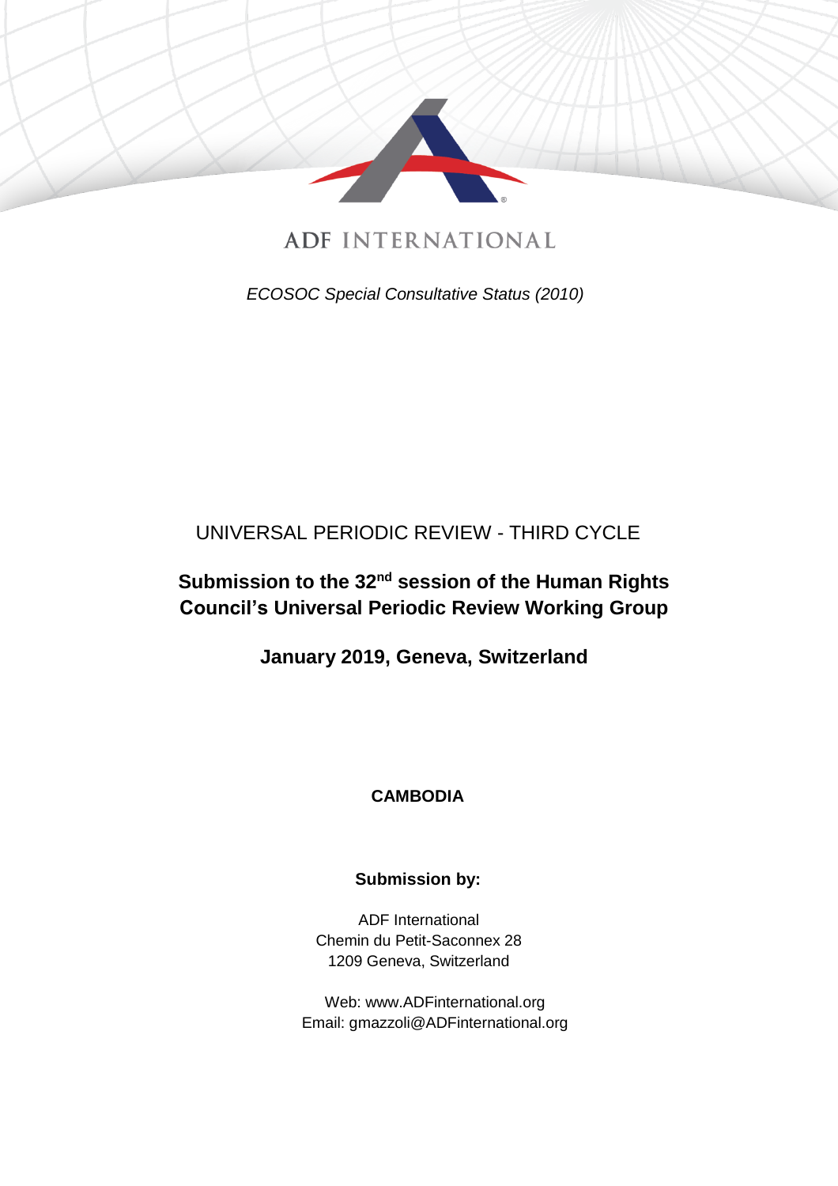ADF INTERNATIONAL

*ECOSOC Special Consultative Status (2010)*

UNIVERSAL PERIODIC REVIEW - THIRD CYCLE

**Submission to the 32nd session of the Human Rights Council's Universal Periodic Review Working Group**

**January 2019, Geneva, Switzerland**

**CAMBODIA**

**Submission by:**

ADF International
Chemin du Petit-Saconnex 28
1209 Geneva, Switzerland

Web: www.ADFinternational.org
Email: gmazzoli@ADFinternational.org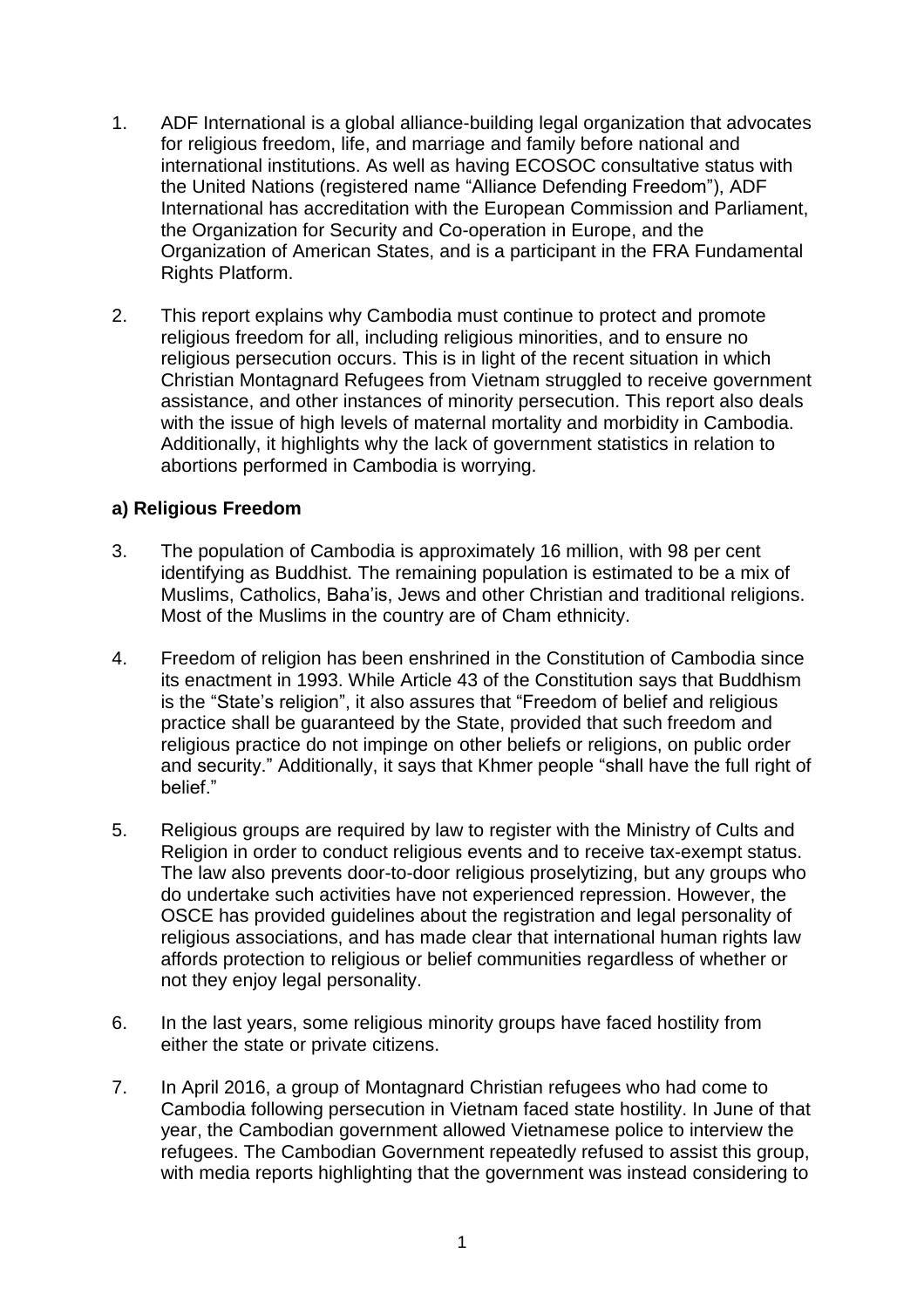1. ADF International is a global alliance-building legal organization that advocates for religious freedom, life, and marriage and family before national and international institutions. As well as having ECOSOC consultative status with the United Nations (registered name "Alliance Defending Freedom"), ADF International has accreditation with the European Commission and Parliament, the Organization for Security and Co-operation in Europe, and the Organization of American States, and is a participant in the FRA Fundamental Rights Platform.

2. This report explains why Cambodia must continue to protect and promote religious freedom for all, including religious minorities, and to ensure no religious persecution occurs. This is in light of the recent situation in which Christian Montagnard Refugees from Vietnam struggled to receive government assistance, and other instances of minority persecution. This report also deals with the issue of high levels of maternal mortality and morbidity in Cambodia. Additionally, it highlights why the lack of government statistics in relation to abortions performed in Cambodia is worrying.

**a) Religious Freedom**

3. The population of Cambodia is approximately 16 million, with 98 per cent identifying as Buddhist. The remaining population is estimated to be a mix of Muslims, Catholics, Baha'is, Jews and other Christian and traditional religions. Most of the Muslims in the country are of Cham ethnicity.

4. Freedom of religion has been enshrined in the Constitution of Cambodia since its enactment in 1993. While Article 43 of the Constitution says that Buddhism is the "State's religion", it also assures that "Freedom of belief and religious practice shall be guaranteed by the State, provided that such freedom and religious practice do not impinge on other beliefs or religions, on public order and security." Additionally, it says that Khmer people "shall have the full right of belief."

5. Religious groups are required by law to register with the Ministry of Cults and Religion in order to conduct religious events and to receive tax-exempt status. The law also prevents door-to-door religious proselytizing, but any groups who do undertake such activities have not experienced repression. However, the OSCE has provided guidelines about the registration and legal personality of religious associations, and has made clear that international human rights law affords protection to religious or belief communities regardless of whether or not they enjoy legal personality.

6. In the last years, some religious minority groups have faced hostility from either the state or private citizens.

7. In April 2016, a group of Montagnard Christian refugees who had come to Cambodia following persecution in Vietnam faced state hostility. In June of that year, the Cambodian government allowed Vietnamese police to interview the refugees. The Cambodian Government repeatedly refused to assist this group, with media reports highlighting that the government was instead considering to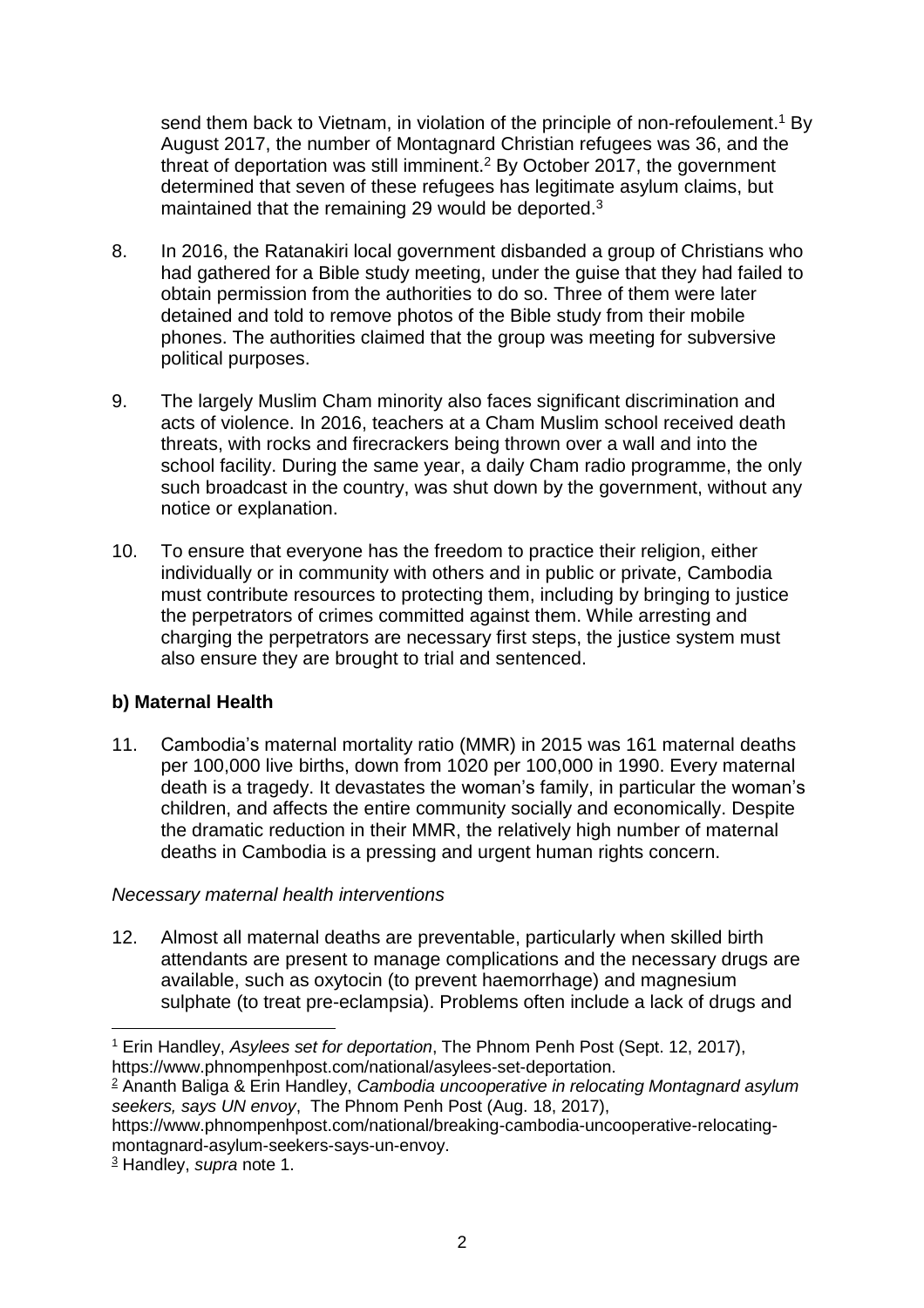send them back to Vietnam, in violation of the principle of non-refoulement.[1] By August 2017, the number of Montagnard Christian refugees was 36, and the threat of deportation was still imminent.[2] By October 2017, the government determined that seven of these refugees has legitimate asylum claims, but maintained that the remaining 29 would be deported.[3]

8. In 2016, the Ratanakiri local government disbanded a group of Christians who had gathered for a Bible study meeting, under the guise that they had failed to obtain permission from the authorities to do so. Three of them were later detained and told to remove photos of the Bible study from their mobile phones. The authorities claimed that the group was meeting for subversive political purposes.

9. The largely Muslim Cham minority also faces significant discrimination and acts of violence. In 2016, teachers at a Cham Muslim school received death threats, with rocks and firecrackers being thrown over a wall and into the school facility. During the same year, a daily Cham radio programme, the only such broadcast in the country, was shut down by the government, without any notice or explanation.

10. To ensure that everyone has the freedom to practice their religion, either individually or in community with others and in public or private, Cambodia must contribute resources to protecting them, including by bringing to justice the perpetrators of crimes committed against them. While arresting and charging the perpetrators are necessary first steps, the justice system must also ensure they are brought to trial and sentenced.

**b) Maternal Health**

11. Cambodia's maternal mortality ratio (MMR) in 2015 was 161 maternal deaths per 100,000 live births, down from 1020 per 100,000 in 1990. Every maternal death is a tragedy. It devastates the woman's family, in particular the woman's children, and affects the entire community socially and economically. Despite the dramatic reduction in their MMR, the relatively high number of maternal deaths in Cambodia is a pressing and urgent human rights concern.

*Necessary maternal health interventions*

12. Almost all maternal deaths are preventable, particularly when skilled birth attendants are present to manage complications and the necessary drugs are available, such as oxytocin (to prevent haemorrhage) and magnesium sulphate (to treat pre-eclampsia). Problems often include a lack of drugs and

---

[1] Erin Handley, *Asylees set for deportation*, The Phnom Penh Post (Sept. 12, 2017), https://www.phnompenhpost.com/national/asylees-set-deportation.

[2] Ananth Baliga & Erin Handley, *Cambodia uncooperative in relocating Montagnard asylum seekers, says UN envoy*, The Phnom Penh Post (Aug. 18, 2017), https://www.phnompenhpost.com/national/breaking-cambodia-uncooperative-relocating-montagnard-asylum-seekers-says-un-envoy.

[3] Handley, *supra* note 1.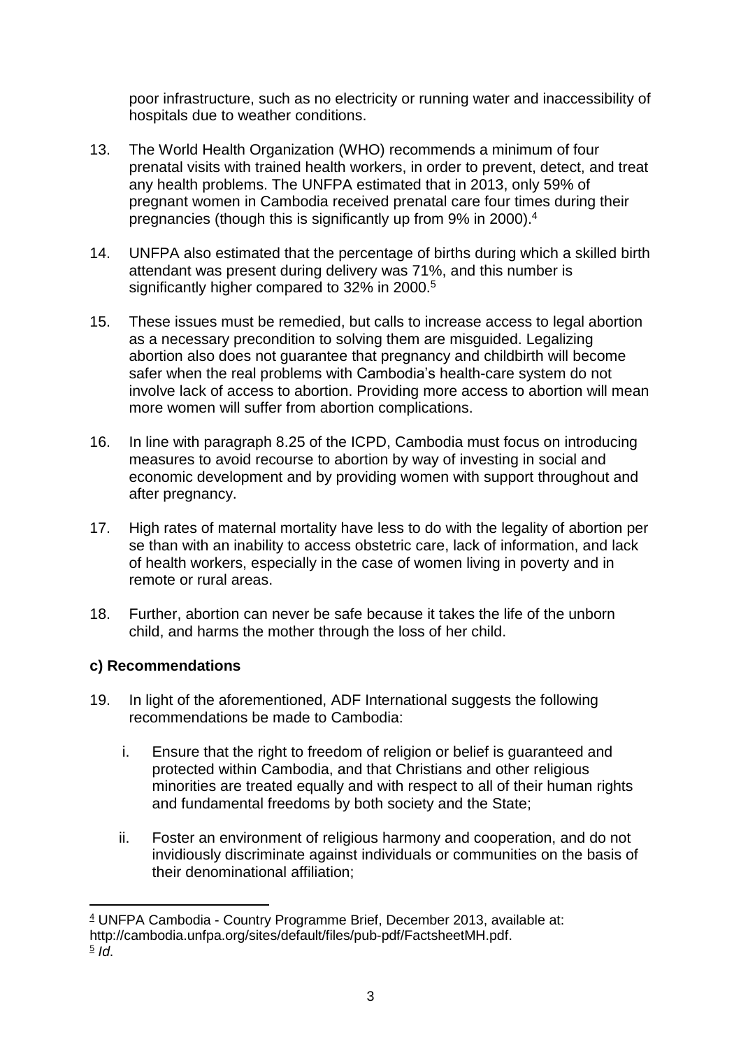poor infrastructure, such as no electricity or running water and inaccessibility of hospitals due to weather conditions.

13. The World Health Organization (WHO) recommends a minimum of four prenatal visits with trained health workers, in order to prevent, detect, and treat any health problems. The UNFPA estimated that in 2013, only 59% of pregnant women in Cambodia received prenatal care four times during their pregnancies (though this is significantly up from 9% in 2000).[4]

14. UNFPA also estimated that the percentage of births during which a skilled birth attendant was present during delivery was 71%, and this number is significantly higher compared to 32% in 2000.[5]

15. These issues must be remedied, but calls to increase access to legal abortion as a necessary precondition to solving them are misguided. Legalizing abortion also does not guarantee that pregnancy and childbirth will become safer when the real problems with Cambodia's health-care system do not involve lack of access to abortion. Providing more access to abortion will mean more women will suffer from abortion complications.

16. In line with paragraph 8.25 of the ICPD, Cambodia must focus on introducing measures to avoid recourse to abortion by way of investing in social and economic development and by providing women with support throughout and after pregnancy.

17. High rates of maternal mortality have less to do with the legality of abortion per se than with an inability to access obstetric care, lack of information, and lack of health workers, especially in the case of women living in poverty and in remote or rural areas.

18. Further, abortion can never be safe because it takes the life of the unborn child, and harms the mother through the loss of her child.

**c) Recommendations**

19. In light of the aforementioned, ADF International suggests the following recommendations be made to Cambodia:

    i. Ensure that the right to freedom of religion or belief is guaranteed and protected within Cambodia, and that Christians and other religious minorities are treated equally and with respect to all of their human rights and fundamental freedoms by both society and the State;

    ii. Foster an environment of religious harmony and cooperation, and do not invidiously discriminate against individuals or communities on the basis of their denominational affiliation;

---

[4] UNFPA Cambodia - Country Programme Brief, December 2013, available at: http://cambodia.unfpa.org/sites/default/files/pub-pdf/FactsheetMH.pdf.

[5] *Id*.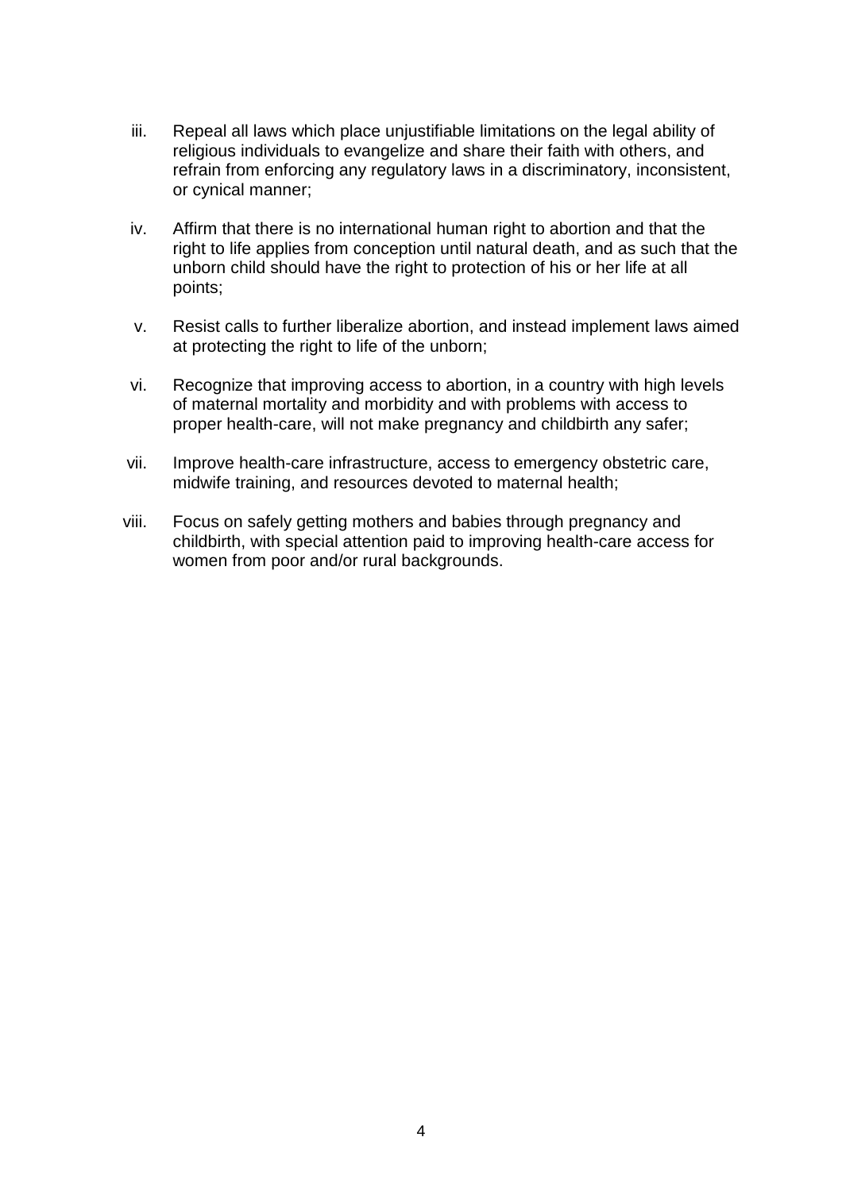iii. Repeal all laws which place unjustifiable limitations on the legal ability of religious individuals to evangelize and share their faith with others, and refrain from enforcing any regulatory laws in a discriminatory, inconsistent, or cynical manner;

iv. Affirm that there is no international human right to abortion and that the right to life applies from conception until natural death, and as such that the unborn child should have the right to protection of his or her life at all points;

v. Resist calls to further liberalize abortion, and instead implement laws aimed at protecting the right to life of the unborn;

vi. Recognize that improving access to abortion, in a country with high levels of maternal mortality and morbidity and with problems with access to proper health-care, will not make pregnancy and childbirth any safer;

vii. Improve health-care infrastructure, access to emergency obstetric care, midwife training, and resources devoted to maternal health;

viii. Focus on safely getting mothers and babies through pregnancy and childbirth, with special attention paid to improving health-care access for women from poor and/or rural backgrounds.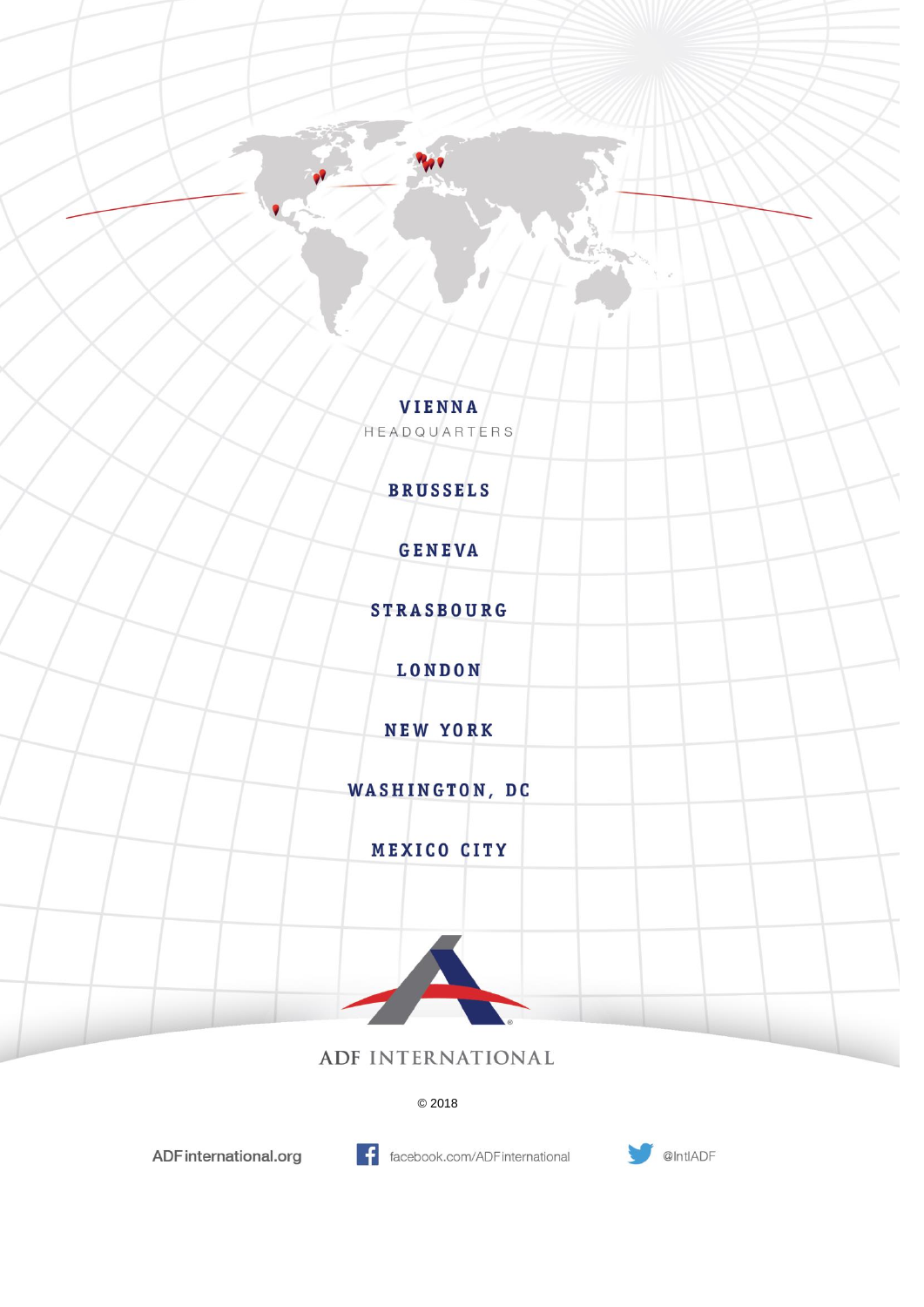**VIENNA**
HEADQUARTERS

**BRUSSELS**

**GENEVA**

**STRASBOURG**

**LONDON**

**NEW YORK**

**WASHINGTON, DC**

**MEXICO CITY**

ADF INTERNATIONAL

© 2018

ADFinternational.org

facebook.com/ADFinternational

@IntlADF